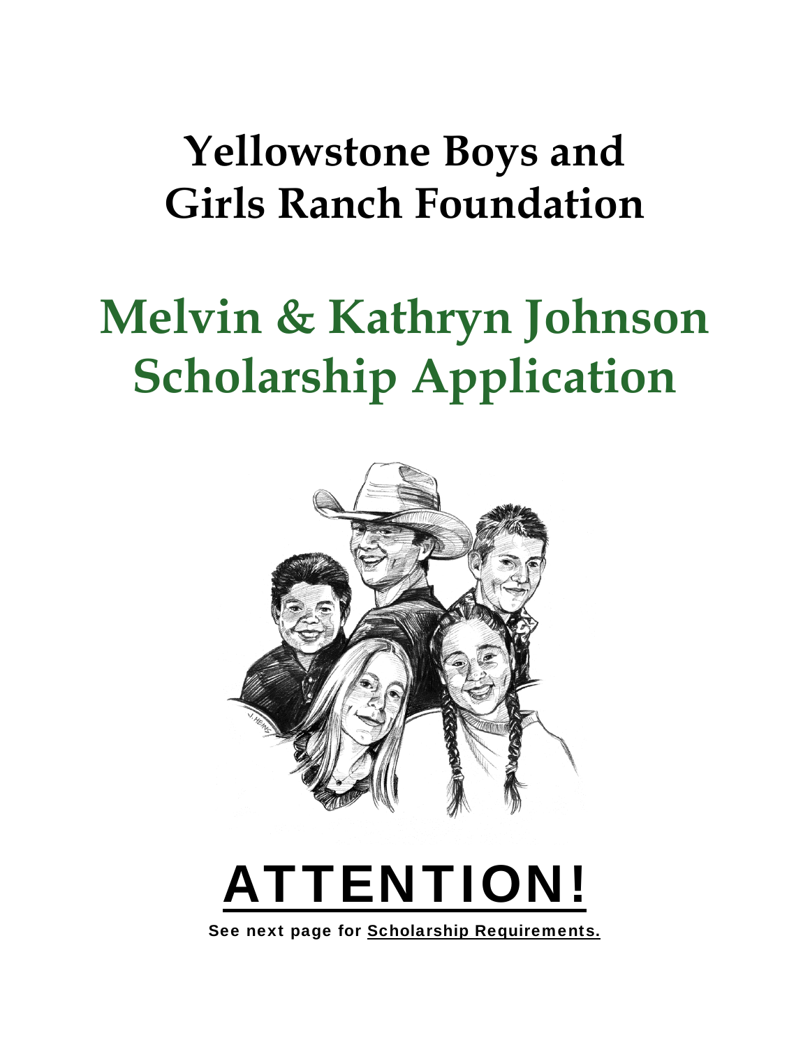# Yellowstone Boys and Girls Ranch Foundation

# Melvin & Kathryn Johnson Scholarship Application

# ATTENTION!

**See next page for Scholarship Requirements.**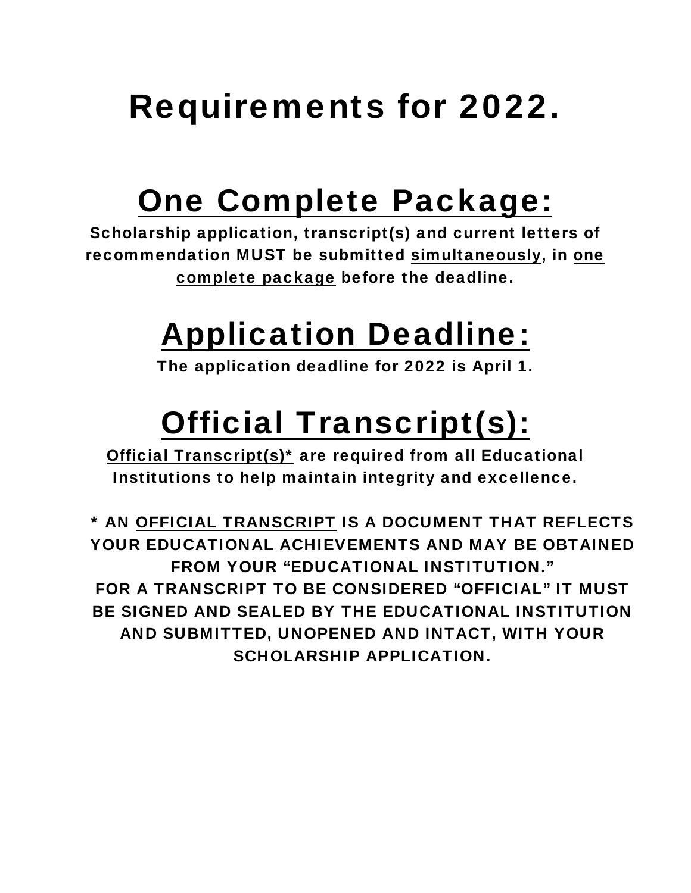# Requirements for 2022.

## One Complete Package:

**Scholarship application, transcript(s) and current letters of recommendation MUST be submitted simultaneously, in one complete package before the deadline.**

## Application Deadline:

**The application deadline for 2022 is April 1.**

## Official Transcript(s):

**Official Transcript(s)* are required from all Educational Institutions to help maintain integrity and excellence.**

**\* AN OFFICIAL TRANSCRIPT IS A DOCUMENT THAT REFLECTS YOUR EDUCATIONAL ACHIEVEMENTS AND MAY BE OBTAINED FROM YOUR "EDUCATIONAL INSTITUTION." FOR A TRANSCRIPT TO BE CONSIDERED "OFFICIAL" IT MUST BE SIGNED AND SEALED BY THE EDUCATIONAL INSTITUTION AND SUBMITTED, UNOPENED AND INTACT, WITH YOUR SCHOLARSHIP APPLICATION.**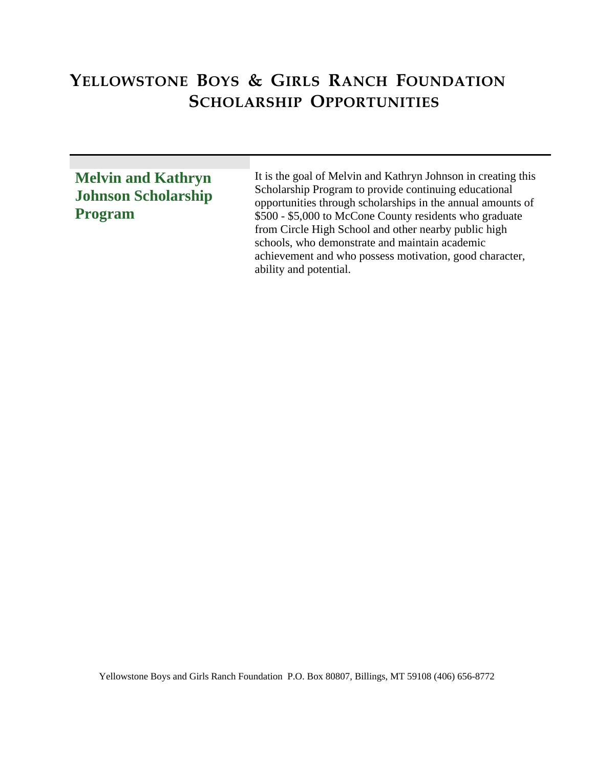# Yellowstone Boys & Girls Ranch Foundation Scholarship Opportunities

## Melvin and Kathryn Johnson Scholarship Program

It is the goal of Melvin and Kathryn Johnson in creating this Scholarship Program to provide continuing educational opportunities through scholarships in the annual amounts of $500 - $5,000 to McCone County residents who graduate from Circle High School and other nearby public high schools, who demonstrate and maintain academic achievement and who possess motivation, good character, ability and potential.

Yellowstone Boys and Girls Ranch Foundation P.O. Box 80807, Billings, MT 59108 (406) 656-8772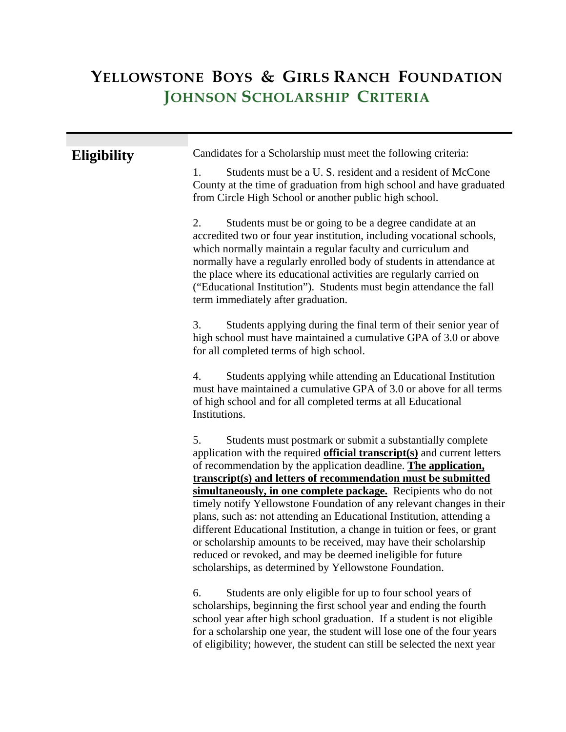# YELLOWSTONE BOYS & GIRLS RANCH FOUNDATION

## JOHNSON SCHOLARSHIP CRITERIA

### Eligibility

Candidates for a Scholarship must meet the following criteria:

1. Students must be a U. S. resident and a resident of McCone County at the time of graduation from high school and have graduated from Circle High School or another public high school.

2. Students must be or going to be a degree candidate at an accredited two or four year institution, including vocational schools, which normally maintain a regular faculty and curriculum and normally have a regularly enrolled body of students in attendance at the place where its educational activities are regularly carried on ("Educational Institution"). Students must begin attendance the fall term immediately after graduation.

3. Students applying during the final term of their senior year of high school must have maintained a cumulative GPA of 3.0 or above for all completed terms of high school.

4. Students applying while attending an Educational Institution must have maintained a cumulative GPA of 3.0 or above for all terms of high school and for all completed terms at all Educational Institutions.

5. Students must postmark or submit a substantially complete application with the required **official transcript(s)** and current letters of recommendation by the application deadline. **The application, transcript(s) and letters of recommendation must be submitted simultaneously, in one complete package.** Recipients who do not timely notify Yellowstone Foundation of any relevant changes in their plans, such as: not attending an Educational Institution, attending a different Educational Institution, a change in tuition or fees, or grant or scholarship amounts to be received, may have their scholarship reduced or revoked, and may be deemed ineligible for future scholarships, as determined by Yellowstone Foundation.

6. Students are only eligible for up to four school years of scholarships, beginning the first school year and ending the fourth school year after high school graduation. If a student is not eligible for a scholarship one year, the student will lose one of the four years of eligibility; however, the student can still be selected the next year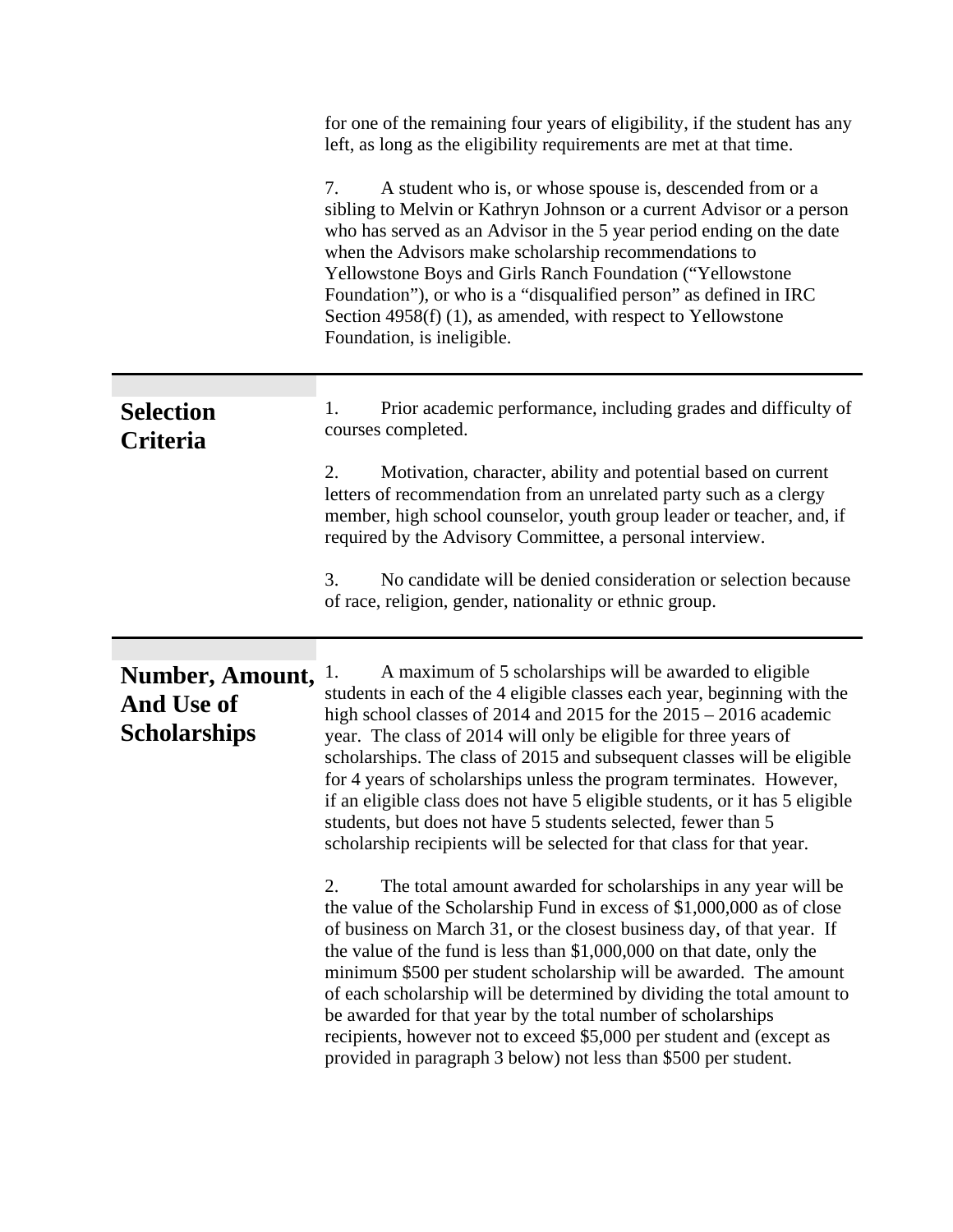for one of the remaining four years of eligibility, if the student has any left, as long as the eligibility requirements are met at that time.

7. A student who is, or whose spouse is, descended from or a sibling to Melvin or Kathryn Johnson or a current Advisor or a person who has served as an Advisor in the 5 year period ending on the date when the Advisors make scholarship recommendations to Yellowstone Boys and Girls Ranch Foundation ("Yellowstone Foundation"), or who is a "disqualified person" as defined in IRC Section 4958(f) (1), as amended, with respect to Yellowstone Foundation, is ineligible.

## Selection Criteria

1. Prior academic performance, including grades and difficulty of courses completed.

2. Motivation, character, ability and potential based on current letters of recommendation from an unrelated party such as a clergy member, high school counselor, youth group leader or teacher, and, if required by the Advisory Committee, a personal interview.

3. No candidate will be denied consideration or selection because of race, religion, gender, nationality or ethnic group.

## Number, Amount, And Use of Scholarships

1. A maximum of 5 scholarships will be awarded to eligible students in each of the 4 eligible classes each year, beginning with the high school classes of 2014 and 2015 for the 2015 – 2016 academic year. The class of 2014 will only be eligible for three years of scholarships. The class of 2015 and subsequent classes will be eligible for 4 years of scholarships unless the program terminates. However, if an eligible class does not have 5 eligible students, or it has 5 eligible students, but does not have 5 students selected, fewer than 5 scholarship recipients will be selected for that class for that year.

2. The total amount awarded for scholarships in any year will be the value of the Scholarship Fund in excess of $1,000,000 as of close of business on March 31, or the closest business day, of that year. If the value of the fund is less than $1,000,000 on that date, only the minimum $500 per student scholarship will be awarded. The amount of each scholarship will be determined by dividing the total amount to be awarded for that year by the total number of scholarships recipients, however not to exceed $5,000 per student and (except as provided in paragraph 3 below) not less than $500 per student.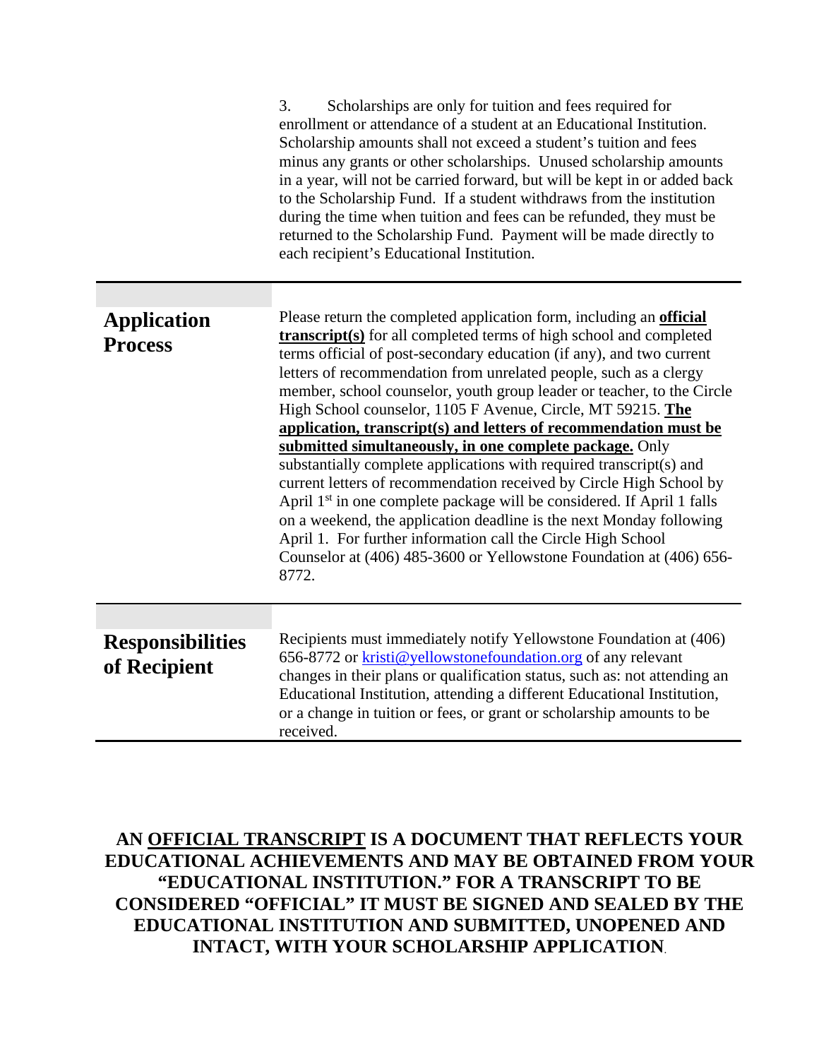3. Scholarships are only for tuition and fees required for enrollment or attendance of a student at an Educational Institution. Scholarship amounts shall not exceed a student's tuition and fees minus any grants or other scholarships. Unused scholarship amounts in a year, will not be carried forward, but will be kept in or added back to the Scholarship Fund. If a student withdraws from the institution during the time when tuition and fees can be refunded, they must be returned to the Scholarship Fund. Payment will be made directly to each recipient's Educational Institution.

## Application Process

Please return the completed application form, including an **official transcript(s)** for all completed terms of high school and completed terms official of post-secondary education (if any), and two current letters of recommendation from unrelated people, such as a clergy member, school counselor, youth group leader or teacher, to the Circle High School counselor, 1105 F Avenue, Circle, MT 59215. **The application, transcript(s) and letters of recommendation must be submitted simultaneously, in one complete package.** Only substantially complete applications with required transcript(s) and current letters of recommendation received by Circle High School by April 1st in one complete package will be considered. If April 1 falls on a weekend, the application deadline is the next Monday following April 1. For further information call the Circle High School Counselor at (406) 485-3600 or Yellowstone Foundation at (406) 656-8772.

## Responsibilities of Recipient

Recipients must immediately notify Yellowstone Foundation at (406) 656-8772 or kristi@yellowstonefoundation.org of any relevant changes in their plans or qualification status, such as: not attending an Educational Institution, attending a different Educational Institution, or a change in tuition or fees, or grant or scholarship amounts to be received.

**AN OFFICIAL TRANSCRIPT IS A DOCUMENT THAT REFLECTS YOUR EDUCATIONAL ACHIEVEMENTS AND MAY BE OBTAINED FROM YOUR "EDUCATIONAL INSTITUTION." FOR A TRANSCRIPT TO BE CONSIDERED "OFFICIAL" IT MUST BE SIGNED AND SEALED BY THE EDUCATIONAL INSTITUTION AND SUBMITTED, UNOPENED AND INTACT, WITH YOUR SCHOLARSHIP APPLICATION.**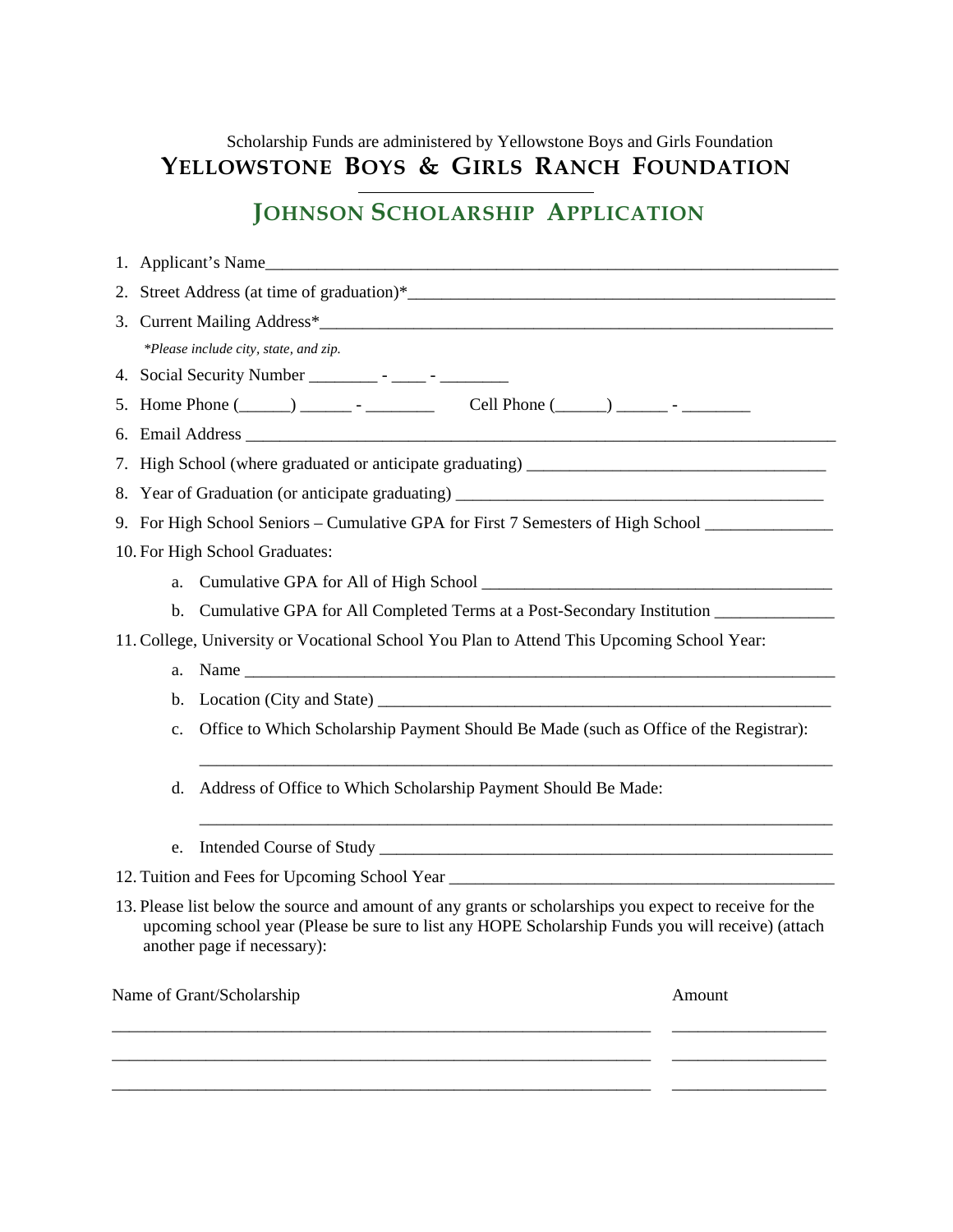Scholarship Funds are administered by Yellowstone Boys and Girls Foundation

# YELLOWSTONE BOYS & GIRLS RANCH FOUNDATION

## JOHNSON SCHOLARSHIP APPLICATION

1. Applicant's Name________________________________________________________________________
2. Street Address (at time of graduation)*____________________________________________________
3. Current Mailing Address*______________________________________________________________

   *\*Please include city, state, and zip.*

4. Social Security Number ________ - ____ - ________
5. Home Phone (______) ______ - ________      Cell Phone (______) ______ - ________
6. Email Address _________________________________________________________________________
7. High School (where graduated or anticipate graduating) ___________________________________
8. Year of Graduation (or anticipate graduating) __________________________________________
9. For High School Seniors – Cumulative GPA for First 7 Semesters of High School _______________
10. For High School Graduates:
    a. Cumulative GPA for All of High School ___________________________________________
    b. Cumulative GPA for All Completed Terms at a Post-Secondary Institution ______________
11. College, University or Vocational School You Plan to Attend This Upcoming School Year:
    a. Name _______________________________________________________________________
    b. Location (City and State) _____________________________________________________
    c. Office to Which Scholarship Payment Should Be Made (such as Office of the Registrar):

       ____________________________________________________________________________

    d. Address of Office to Which Scholarship Payment Should Be Made:

       ____________________________________________________________________________

    e. Intended Course of Study ______________________________________________________
12. Tuition and Fees for Upcoming School Year ______________________________________________
13. Please list below the source and amount of any grants or scholarships you expect to receive for the upcoming school year (Please be sure to list any HOPE Scholarship Funds you will receive) (attach another page if necessary):

| Name of Grant/Scholarship | Amount |
|---|---|
| ____________________________________________ | __________________ |
| ____________________________________________ | __________________ |
| ____________________________________________ | __________________ |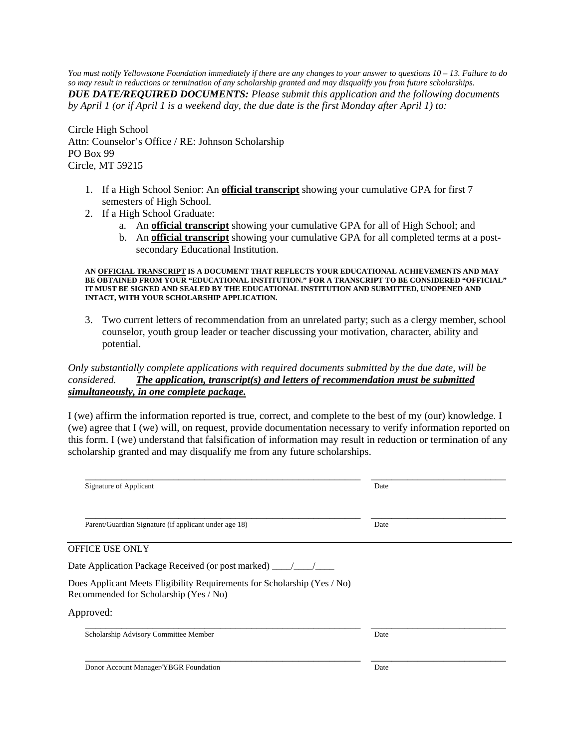*You must notify Yellowstone Foundation immediately if there are any changes to your answer to questions 10 – 13. Failure to do so may result in reductions or termination of any scholarship granted and may disqualify you from future scholarships.*

***DUE DATE/REQUIRED DOCUMENTS:*** *Please submit this application and the following documents by April 1 (or if April 1 is a weekend day, the due date is the first Monday after April 1) to:*

Circle High School
Attn: Counselor's Office / RE: Johnson Scholarship
PO Box 99
Circle, MT 59215

1. If a High School Senior: An **official transcript** showing your cumulative GPA for first 7 semesters of High School.
2. If a High School Graduate:
   a. An **official transcript** showing your cumulative GPA for all of High School; and
   b. An **official transcript** showing your cumulative GPA for all completed terms at a post-secondary Educational Institution.

**AN OFFICIAL TRANSCRIPT IS A DOCUMENT THAT REFLECTS YOUR EDUCATIONAL ACHIEVEMENTS AND MAY BE OBTAINED FROM YOUR "EDUCATIONAL INSTITUTION." FOR A TRANSCRIPT TO BE CONSIDERED "OFFICIAL" IT MUST BE SIGNED AND SEALED BY THE EDUCATIONAL INSTITUTION AND SUBMITTED, UNOPENED AND INTACT, WITH YOUR SCHOLARSHIP APPLICATION.**

3. Two current letters of recommendation from an unrelated party; such as a clergy member, school counselor, youth group leader or teacher discussing your motivation, character, ability and potential.

*Only substantially complete applications with required documents submitted by the due date, will be considered.* ***The application, transcript(s) and letters of recommendation must be submitted simultaneously, in one complete package.***

I (we) affirm the information reported is true, correct, and complete to the best of my (our) knowledge. I (we) agree that I (we) will, on request, provide documentation necessary to verify information reported on this form. I (we) understand that falsification of information may result in reduction or termination of any scholarship granted and may disqualify me from any future scholarships.

_______________________________________________ ________________________
Signature of Applicant Date

_______________________________________________ ________________________
Parent/Guardian Signature (if applicant under age 18) Date

---

OFFICE USE ONLY

Date Application Package Received (or post marked) ____/____/____

Does Applicant Meets Eligibility Requirements for Scholarship (Yes / No)
Recommended for Scholarship (Yes / No)

Approved:

_______________________________________________ ________________________
Scholarship Advisory Committee Member Date

_______________________________________________ ________________________
Donor Account Manager/YBGR Foundation Date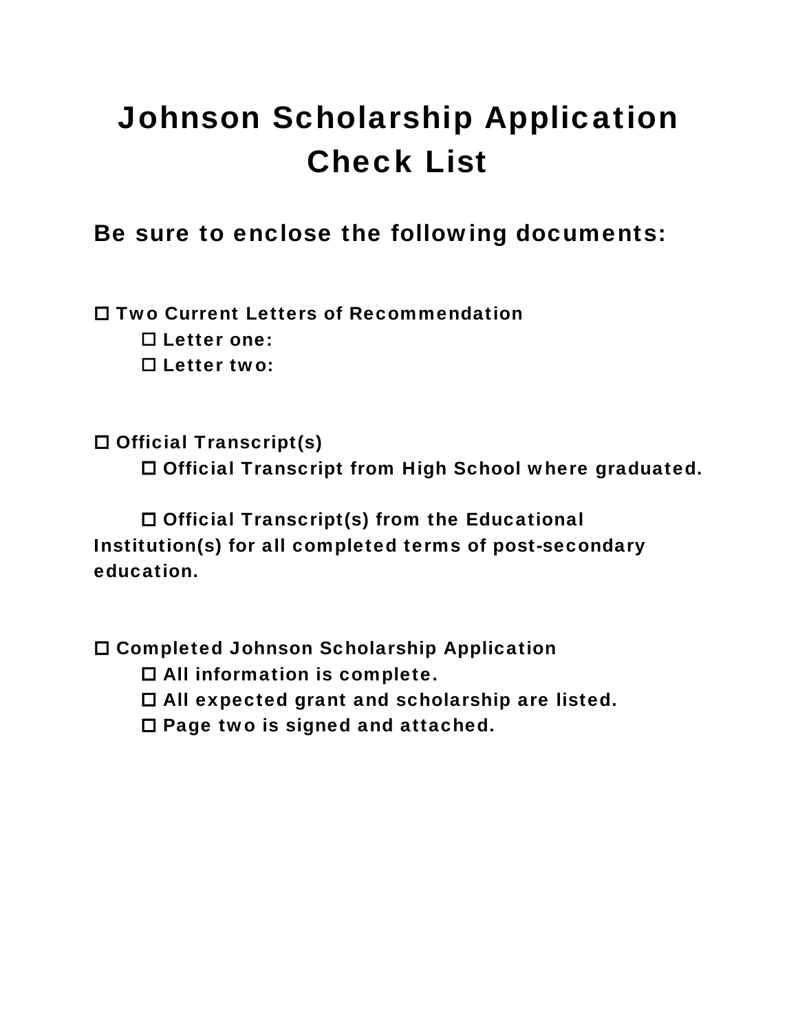# Johnson Scholarship Application Check List

## Be sure to enclose the following documents:

- ☐ **Two Current Letters of Recommendation**
  - ☐ **Letter one:**
  - ☐ **Letter two:**

- ☐ **Official Transcript(s)**
  - ☐ **Official Transcript from High School where graduated.**
  - ☐ **Official Transcript(s) from the Educational Institution(s) for all completed terms of post-secondary education.**

- ☐ **Completed Johnson Scholarship Application**
  - ☐ **All information is complete.**
  - ☐ **All expected grant and scholarship are listed.**
  - ☐ **Page two is signed and attached.**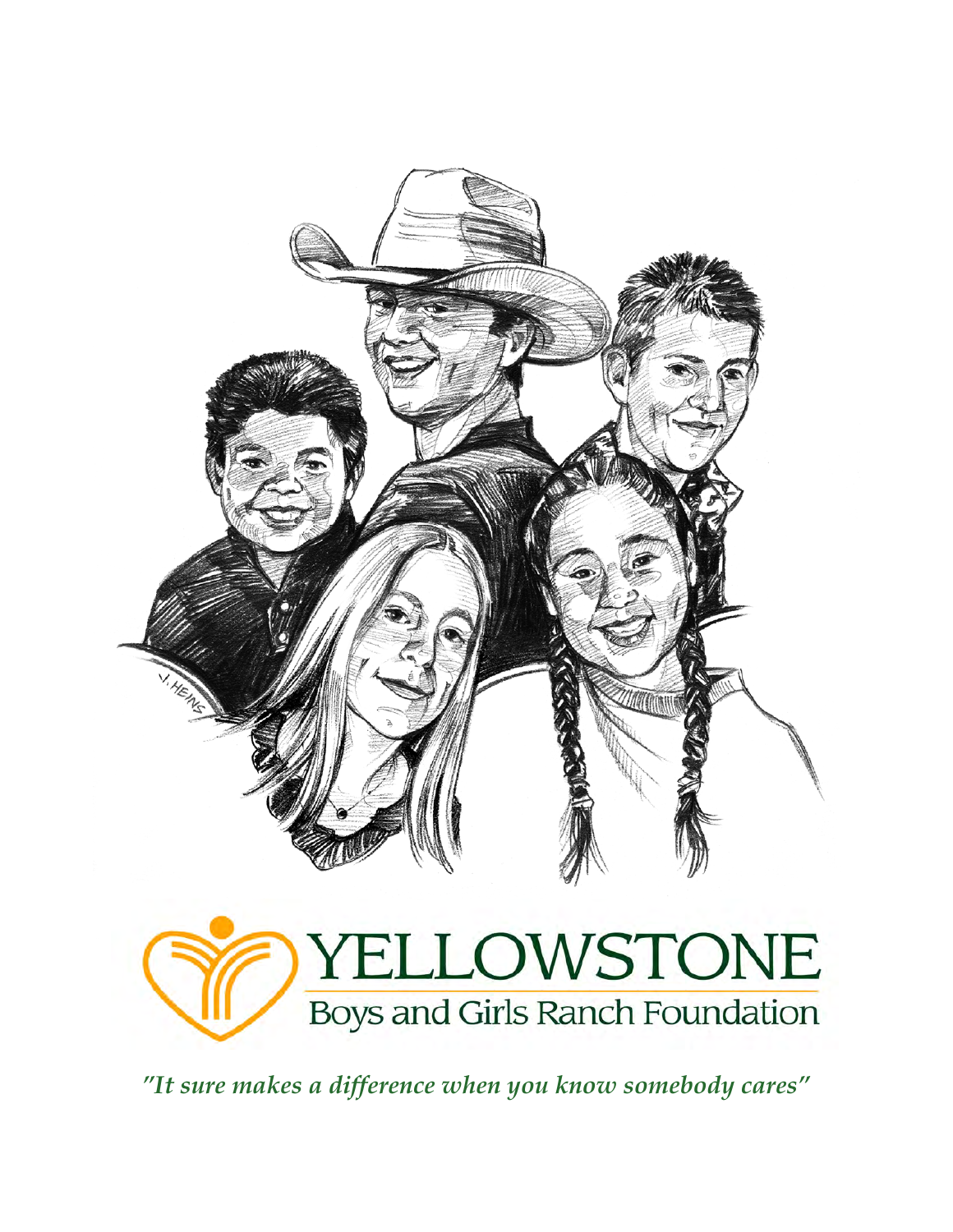YELLOWSTONE

Boys and Girls Ranch Foundation

*"It sure makes a difference when you know somebody cares"*